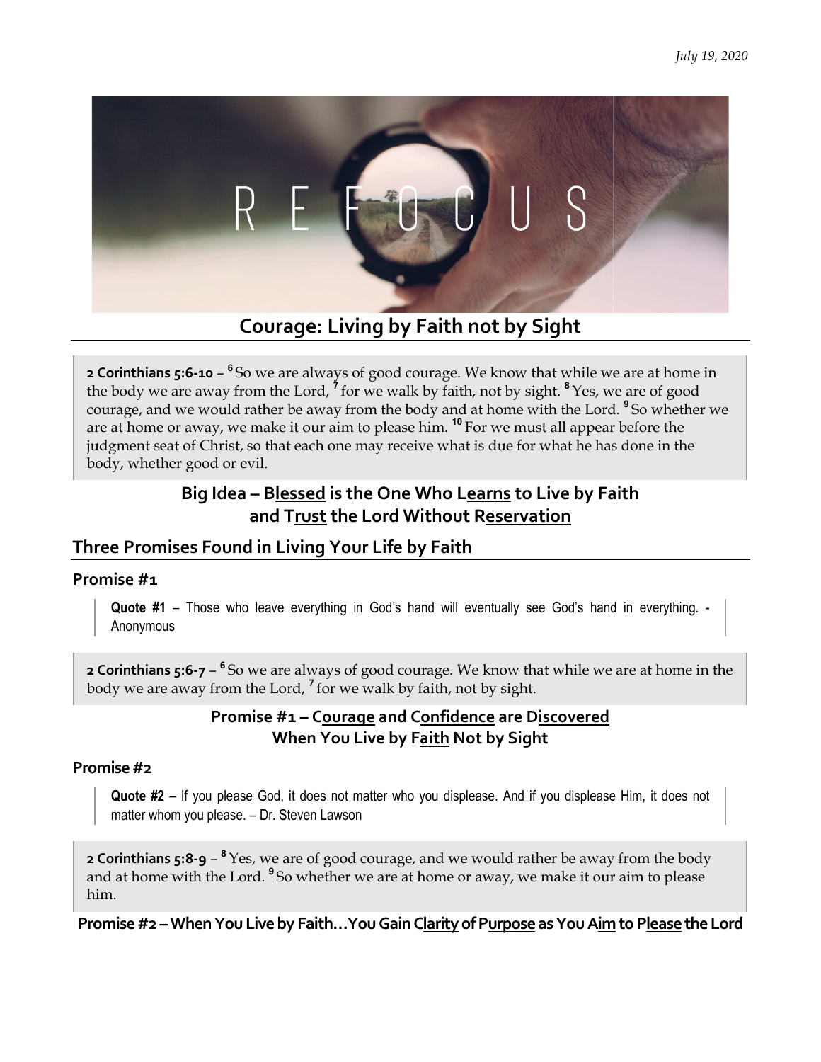*July 19, 2020*

# Courage: Living by Faith not by Sight

**2 Corinthians 5:6-10** – [6] So we are always of good courage. We know that while we are at home in the body we are away from the Lord, [7] for we walk by faith, not by sight. [8] Yes, we are of good courage, and we would rather be away from the body and at home with the Lord. [9] So whether we are at home or away, we make it our aim to please him. [10] For we must all appear before the judgment seat of Christ, so that each one may receive what is due for what he has done in the body, whether good or evil.

### Big Idea – B<u>lessed</u> is the One Who L<u>earns</u> to Live by Faith and T<u>rust</u> the Lord Without R<u>eservation</u>

## Three Promises Found in Living Your Life by Faith

### Promise #1

> **Quote #1** – Those who leave everything in God's hand will eventually see God's hand in everything. - Anonymous

**2 Corinthians 5:6-7** – [6] So we are always of good courage. We know that while we are at home in the body we are away from the Lord, [7] for we walk by faith, not by sight.

**Promise #1 – C<u>ourage</u> and C<u>onfidence</u> are D<u>iscovered</u> When You Live by F<u>aith</u> Not by Sight**

### Promise #2

> **Quote #2** – If you please God, it does not matter who you displease. And if you displease Him, it does not matter whom you please. – Dr. Steven Lawson

**2 Corinthians 5:8-9** – [8] Yes, we are of good courage, and we would rather be away from the body and at home with the Lord. [9] So whether we are at home or away, we make it our aim to please him.

**Promise #2 – When You Live by Faith…You Gain C<u>larity</u> of P<u>urpose</u> as You A<u>im</u> to P<u>lease</u> the Lord**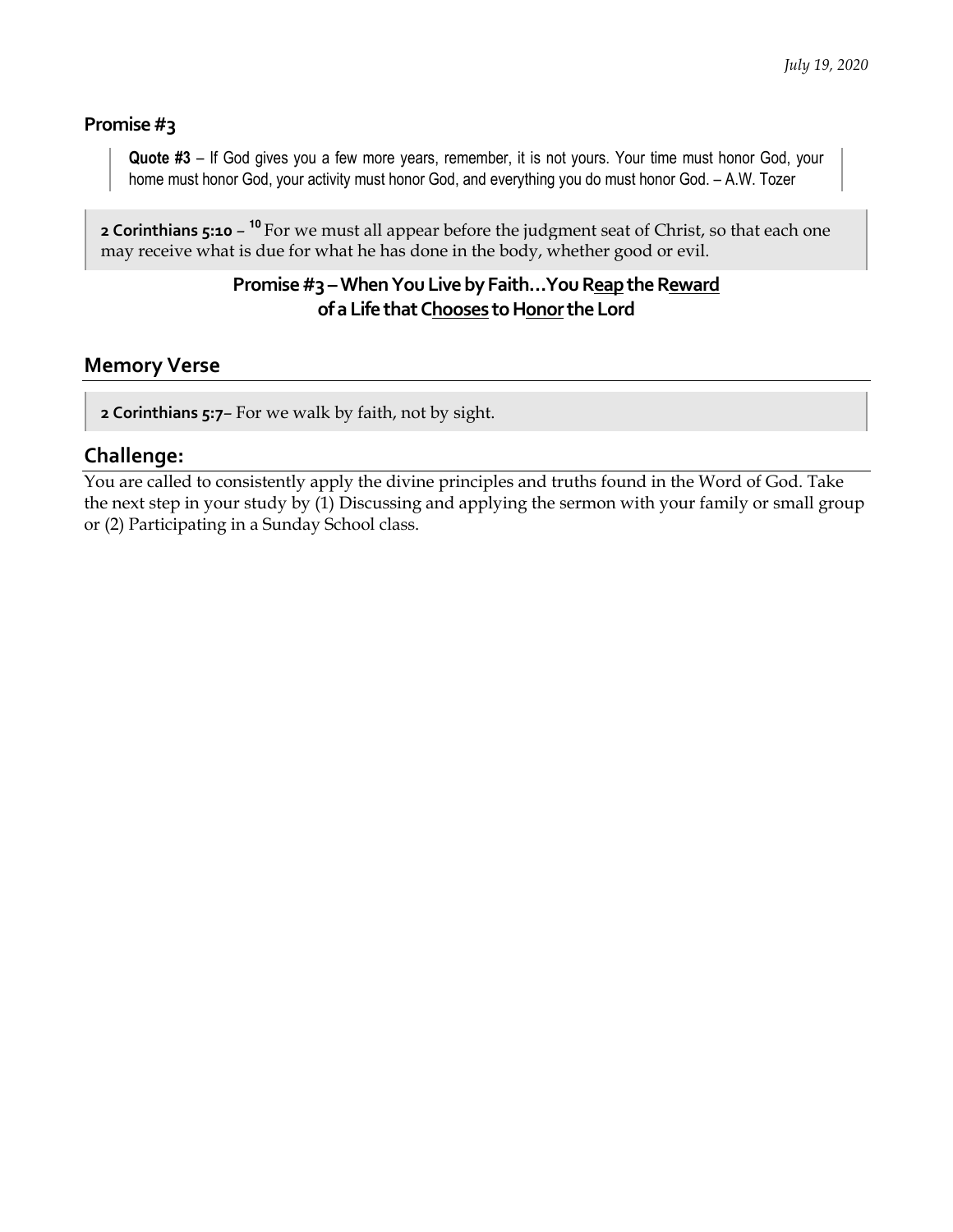## Promise #3

> **Quote #3** – If God gives you a few more years, remember, it is not yours. Your time must honor God, your home must honor God, your activity must honor God, and everything you do must honor God. – A.W. Tozer

> **2 Corinthians 5:10** – [10] For we must all appear before the judgment seat of Christ, so that each one may receive what is due for what he has done in the body, whether good or evil.

**Promise #3 – When You Live by Faith…You Reap the Reward of a Life that Chooses to Honor the Lord**

## Memory Verse

> **2 Corinthians 5:7**– For we walk by faith, not by sight.

## Challenge:

You are called to consistently apply the divine principles and truths found in the Word of God. Take the next step in your study by (1) Discussing and applying the sermon with your family or small group or (2) Participating in a Sunday School class.